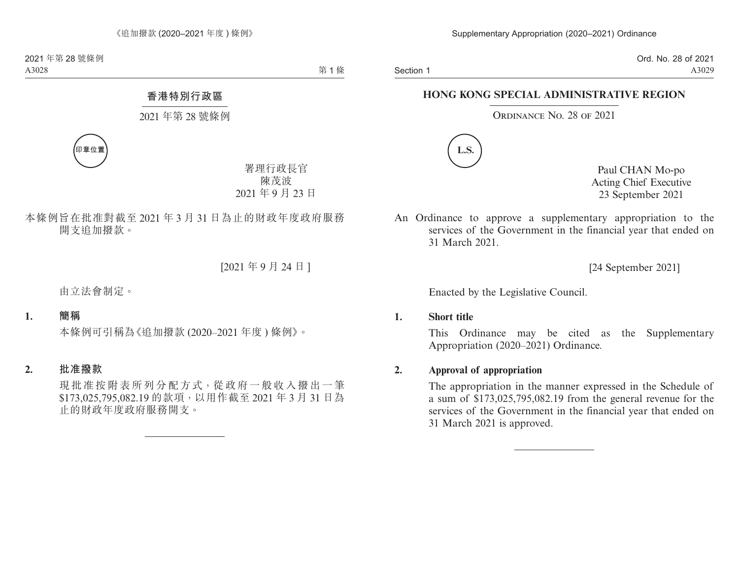# 香港特別行政區

## 2021 年第 28 號條例

印章位置

署理行政長官
陳茂波
2021 年 9 月 23 日

本條例旨在批准對截至 2021 年 3 月 31 日為止的財政年度政府服務開支追加撥款。

[2021 年 9 月 24 日]

由立法會制定。

**1. 簡稱**

本條例可引稱為《追加撥款 (2020–2021 年度 ) 條例》。

**2. 批准撥款**

現批准按附表所列分配方式,從政府一般收入撥出一筆 $173,025,795,082.19 的款項,以用作截至 2021 年 3 月 31 日為止的財政年度政府服務開支。

---

# HONG KONG SPECIAL ADMINISTRATIVE REGION

## ORDINANCE NO. 28 OF 2021

L.S.

Paul CHAN Mo-po
Acting Chief Executive
23 September 2021

An Ordinance to approve a supplementary appropriation to the services of the Government in the financial year that ended on 31 March 2021.

[24 September 2021]

Enacted by the Legislative Council.

**1. Short title**

This Ordinance may be cited as the Supplementary Appropriation (2020–2021) Ordinance.

**2. Approval of appropriation**

The appropriation in the manner expressed in the Schedule of a sum of $173,025,795,082.19 from the general revenue for the services of the Government in the financial year that ended on 31 March 2021 is approved.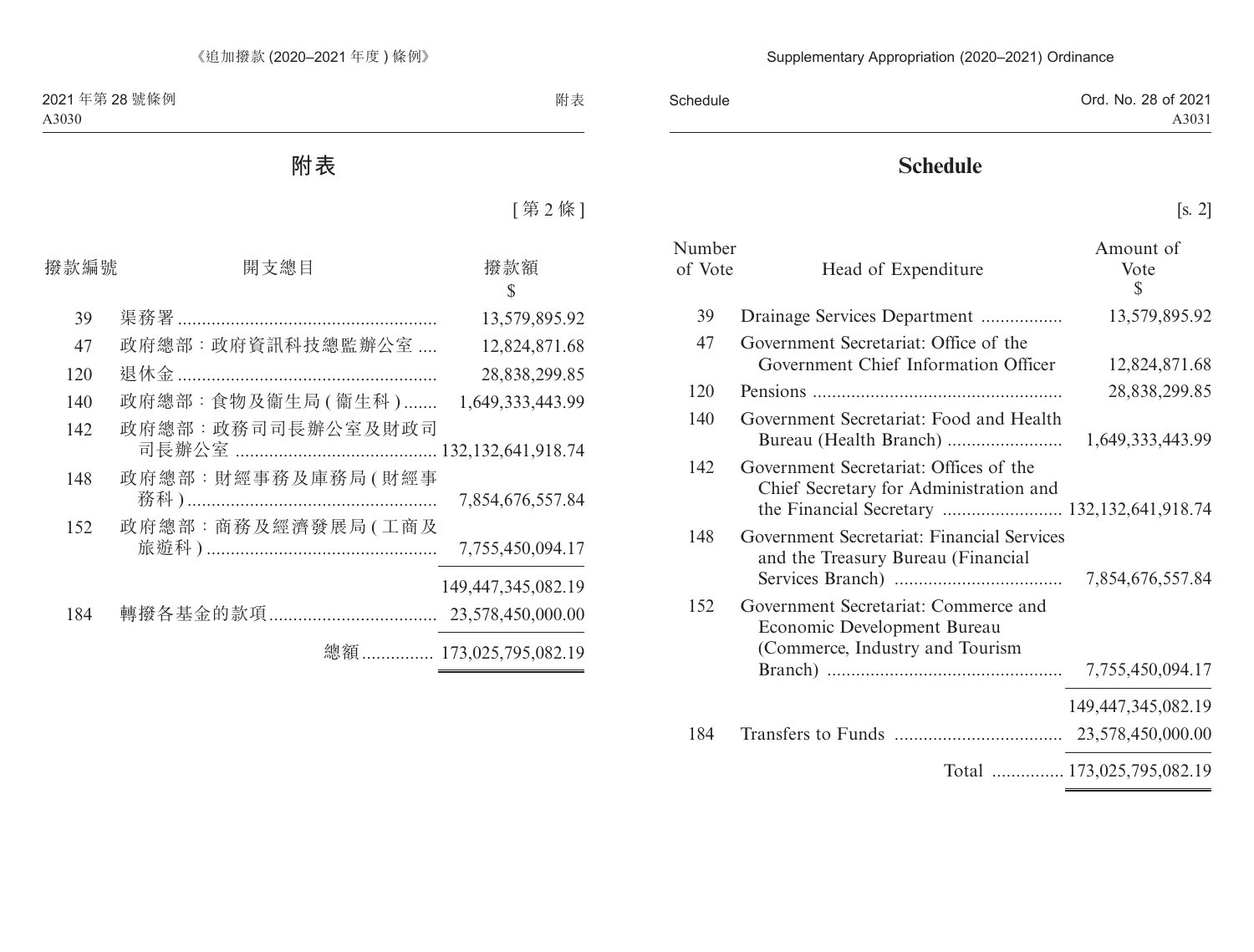# 附表

[第 2 條]

| 撥款編號 | 開支總目 | 撥款額 $ |
|---|---|---|
| 39 | 渠務署 | 13,579,895.92 |
| 47 | 政府總部：政府資訊科技總監辦公室 | 12,824,871.68 |
| 120 | 退休金 | 28,838,299.85 |
| 140 | 政府總部：食物及衞生局 (衞生科) | 1,649,333,443.99 |
| 142 | 政府總部：政務司司長辦公室及財政司司長辦公室 | 132,132,641,918.74 |
| 148 | 政府總部：財經事務及庫務局 (財經事務科) | 7,854,676,557.84 |
| 152 | 政府總部：商務及經濟發展局 (工商及旅遊科) | 7,755,450,094.17 |
| | | 149,447,345,082.19 |
| 184 | 轉撥各基金的款項 | 23,578,450,000.00 |
| | 總額 | 173,025,795,082.19 |

# Schedule

[s. 2]

| Number of Vote | Head of Expenditure | Amount of Vote $ |
|---|---|---|
| 39 | Drainage Services Department | 13,579,895.92 |
| 47 | Government Secretariat: Office of the Government Chief Information Officer | 12,824,871.68 |
| 120 | Pensions | 28,838,299.85 |
| 140 | Government Secretariat: Food and Health Bureau (Health Branch) | 1,649,333,443.99 |
| 142 | Government Secretariat: Offices of the Chief Secretary for Administration and the Financial Secretary | 132,132,641,918.74 |
| 148 | Government Secretariat: Financial Services and the Treasury Bureau (Financial Services Branch) | 7,854,676,557.84 |
| 152 | Government Secretariat: Commerce and Economic Development Bureau (Commerce, Industry and Tourism Branch) | 7,755,450,094.17 |
| | | 149,447,345,082.19 |
| 184 | Transfers to Funds | 23,578,450,000.00 |
| | Total | 173,025,795,082.19 |